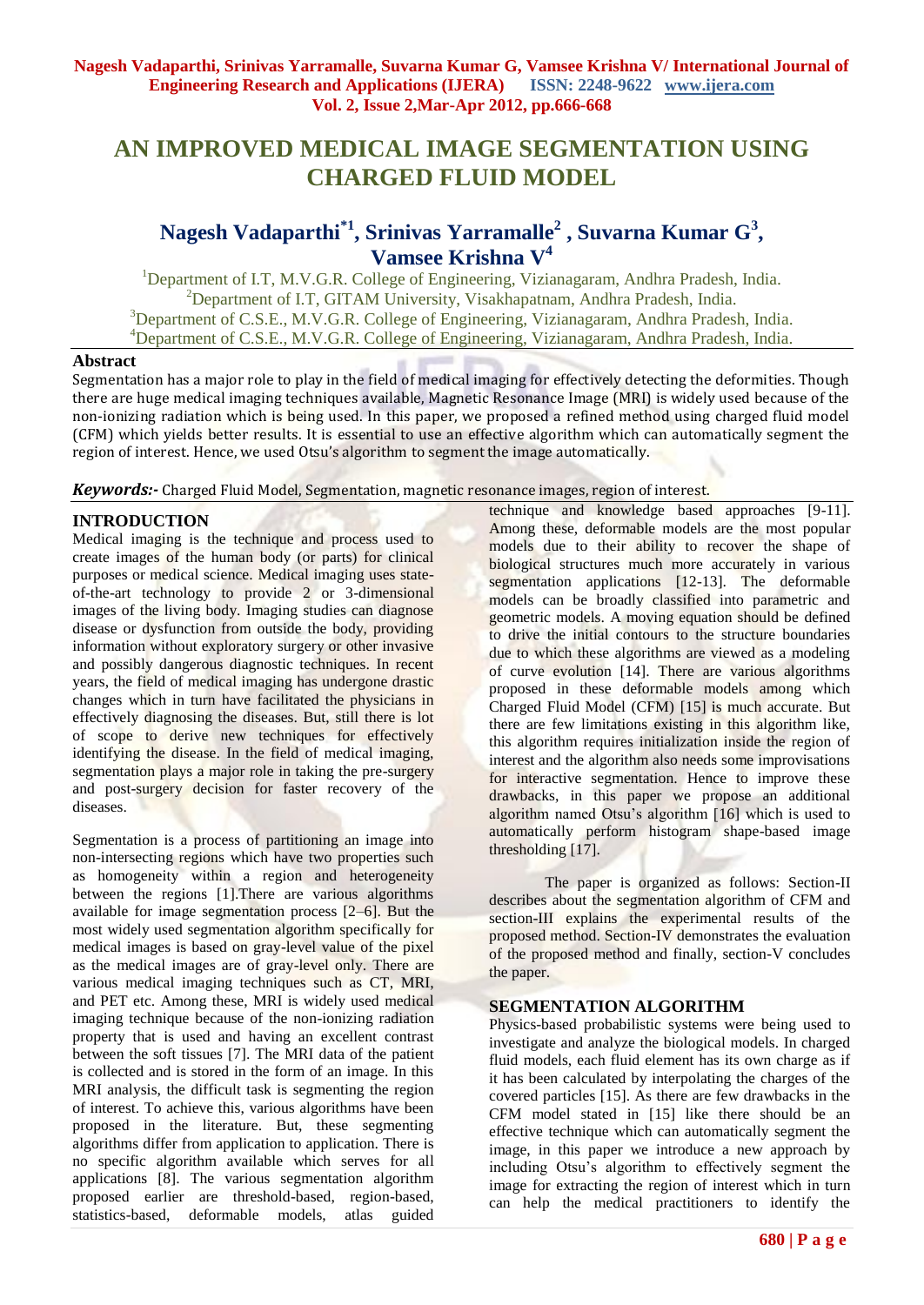# AN IMPROVED MEDICAL IMAGE SEGMENTATION USING CHARGED FLUID MODEL

**Nagesh Vadaparthi[*1], Srinivas Yarramalle[2], Suvarna Kumar G[3], Vamsee Krishna V[4]**

[1]Department of I.T, M.V.G.R. College of Engineering, Vizianagaram, Andhra Pradesh, India.
[2]Department of I.T, GITAM University, Visakhapatnam, Andhra Pradesh, India.
[3]Department of C.S.E., M.V.G.R. College of Engineering, Vizianagaram, Andhra Pradesh, India.
[4]Department of C.S.E., M.V.G.R. College of Engineering, Vizianagaram, Andhra Pradesh, India.

## Abstract

Segmentation has a major role to play in the field of medical imaging for effectively detecting the deformities. Though there are huge medical imaging techniques available, Magnetic Resonance Image (MRI) is widely used because of the non-ionizing radiation which is being used. In this paper, we proposed a refined method using charged fluid model (CFM) which yields better results. It is essential to use an effective algorithm which can automatically segment the region of interest. Hence, we used Otsu's algorithm to segment the image automatically.

***Keywords:-*** Charged Fluid Model, Segmentation, magnetic resonance images, region of interest.

## INTRODUCTION

Medical imaging is the technique and process used to create images of the human body (or parts) for clinical purposes or medical science. Medical imaging uses state-of-the-art technology to provide 2 or 3-dimensional images of the living body. Imaging studies can diagnose disease or dysfunction from outside the body, providing information without exploratory surgery or other invasive and possibly dangerous diagnostic techniques. In recent years, the field of medical imaging has undergone drastic changes which in turn have facilitated the physicians in effectively diagnosing the diseases. But, still there is lot of scope to derive new techniques for effectively identifying the disease. In the field of medical imaging, segmentation plays a major role in taking the pre-surgery and post-surgery decision for faster recovery of the diseases.

Segmentation is a process of partitioning an image into non-intersecting regions which have two properties such as homogeneity within a region and heterogeneity between the regions [1].There are various algorithms available for image segmentation process [2–6]. But the most widely used segmentation algorithm specifically for medical images is based on gray-level value of the pixel as the medical images are of gray-level only. There are various medical imaging techniques such as CT, MRI, and PET etc. Among these, MRI is widely used medical imaging technique because of the non-ionizing radiation property that is used and having an excellent contrast between the soft tissues [7]. The MRI data of the patient is collected and is stored in the form of an image. In this MRI analysis, the difficult task is segmenting the region of interest. To achieve this, various algorithms have been proposed in the literature. But, these segmenting algorithms differ from application to application. There is no specific algorithm available which serves for all applications [8]. The various segmentation algorithm proposed earlier are threshold-based, region-based, statistics-based, deformable models, atlas guided technique and knowledge based approaches [9-11]. Among these, deformable models are the most popular models due to their ability to recover the shape of biological structures much more accurately in various segmentation applications [12-13]. The deformable models can be broadly classified into parametric and geometric models. A moving equation should be defined to drive the initial contours to the structure boundaries due to which these algorithms are viewed as a modeling of curve evolution [14]. There are various algorithms proposed in these deformable models among which Charged Fluid Model (CFM) [15] is much accurate. But there are few limitations existing in this algorithm like, this algorithm requires initialization inside the region of interest and the algorithm also needs some improvisations for interactive segmentation. Hence to improve these drawbacks, in this paper we propose an additional algorithm named Otsu's algorithm [16] which is used to automatically perform histogram shape-based image thresholding [17].

The paper is organized as follows: Section-II describes about the segmentation algorithm of CFM and section-III explains the experimental results of the proposed method. Section-IV demonstrates the evaluation of the proposed method and finally, section-V concludes the paper.

## SEGMENTATION ALGORITHM

Physics-based probabilistic systems were being used to investigate and analyze the biological models. In charged fluid models, each fluid element has its own charge as if it has been calculated by interpolating the charges of the covered particles [15]. As there are few drawbacks in the CFM model stated in [15] like there should be an effective technique which can automatically segment the image, in this paper we introduce a new approach by including Otsu's algorithm to effectively segment the image for extracting the region of interest which in turn can help the medical practitioners to identify the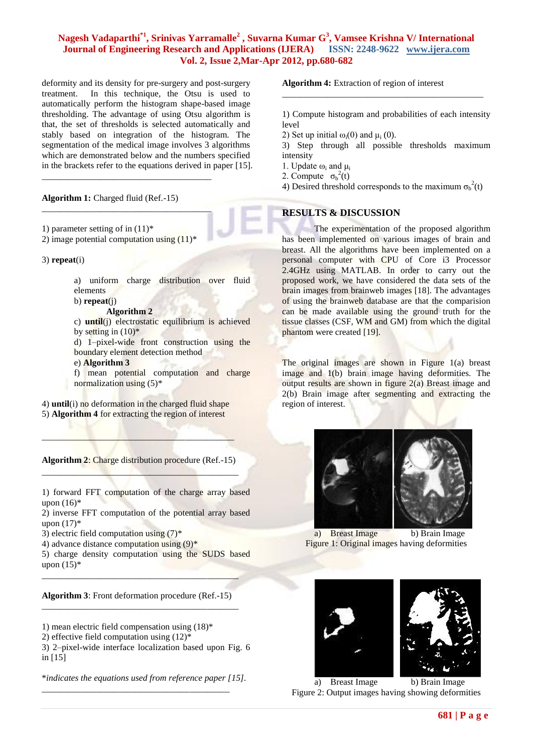deformity and its density for pre-surgery and post-surgery treatment. In this technique, the Otsu is used to automatically perform the histogram shape-based image thresholding. The advantage of using Otsu algorithm is that, the set of thresholds is selected automatically and stably based on integration of the histogram. The segmentation of the medical image involves 3 algorithms which are demonstrated below and the numbers specified in the brackets refer to the equations derived in paper [15].

---

**Algorithm 1:** Charged fluid (Ref.-15)

---

1) parameter setting of in (11)*
2) image potential computation using (11)*

3) **repeat**(i)

> a) uniform charge distribution over fluid elements
> b) **repeat**(j)
> **Algorithm 2**
> c) **until**(j) electrostatic equilibrium is achieved by setting in (10)*
> d) 1–pixel-wide front construction using the boundary element detection method
> e) **Algorithm 3**
> f) mean potential computation and charge normalization using (5)*

4) **until**(i) no deformation in the charged fluid shape
5) **Algorithm 4** for extracting the region of interest

---

**Algorithm 2**: Charge distribution procedure (Ref.-15)

---

1) forward FFT computation of the charge array based upon (16)*
2) inverse FFT computation of the potential array based upon (17)*
3) electric field computation using (7)*
4) advance distance computation using (9)*
5) charge density computation using the SUDS based upon (15)*

---

**Algorithm 3**: Front deformation procedure (Ref.-15)

---

1) mean electric field compensation using (18)*
2) effective field computation using (12)*
3) 2–pixel-wide interface localization based upon Fig. 6 in [15]

*\*indicates the equations used from reference paper [15].*

---

**Algorithm 4:** Extraction of region of interest

---

1) Compute histogram and probabilities of each intensity level
2) Set up initial $\omega_i(0)$ and $\mu_i$ (0).
3) Step through all possible thresholds maximum intensity
1. Update $\omega_i$ and $\mu_i$
2. Compute $\sigma_b^2(t)$
4) Desired threshold corresponds to the maximum $\sigma_b^2(t)$

## RESULTS & DISCUSSION

The experimentation of the proposed algorithm has been implemented on various images of brain and breast. All the algorithms have been implemented on a personal computer with CPU of Core i3 Processor 2.4GHz using MATLAB. In order to carry out the proposed work, we have considered the data sets of the brain images from brainweb images [18]. The advantages of using the brainweb database are that the comparision can be made available using the ground truth for the tissue classes (CSF, WM and GM) from which the digital phantom were created [19].

The original images are shown in Figure 1(a) breast image and 1(b) brain image having deformities. The output results are shown in figure 2(a) Breast image and 2(b) Brain image after segmenting and extracting the region of interest.

a) Breast Image b) Brain Image
Figure 1: Original images having deformities

a) Breast Image b) Brain Image
Figure 2: Output images having showing deformities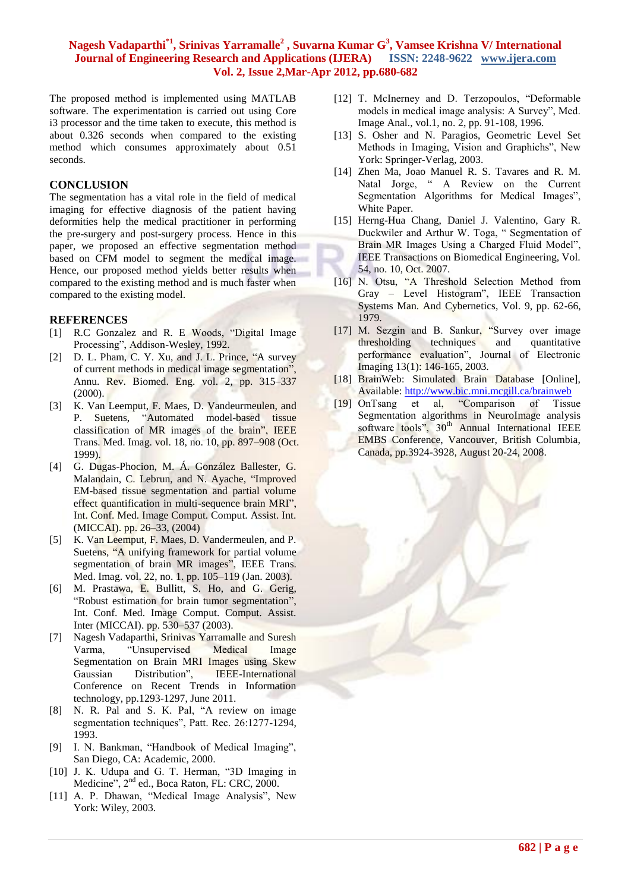The proposed method is implemented using MATLAB software. The experimentation is carried out using Core i3 processor and the time taken to execute, this method is about 0.326 seconds when compared to the existing method which consumes approximately about 0.51 seconds.

## CONCLUSION

The segmentation has a vital role in the field of medical imaging for effective diagnosis of the patient having deformities help the medical practitioner in performing the pre-surgery and post-surgery process. Hence in this paper, we proposed an effective segmentation method based on CFM model to segment the medical image. Hence, our proposed method yields better results when compared to the existing method and is much faster when compared to the existing model.

## REFERENCES

[1] R.C Gonzalez and R. E Woods, "Digital Image Processing", Addison-Wesley, 1992.

[2] D. L. Pham, C. Y. Xu, and J. L. Prince, "A survey of current methods in medical image segmentation", Annu. Rev. Biomed. Eng. vol. 2, pp. 315–337 (2000).

[3] K. Van Leemput, F. Maes, D. Vandeurmeulen, and P. Suetens, "Automated model-based tissue classification of MR images of the brain", IEEE Trans. Med. Imag. vol. 18, no. 10, pp. 897–908 (Oct. 1999).

[4] G. Dugas-Phocion, M. Á. González Ballester, G. Malandain, C. Lebrun, and N. Ayache, "Improved EM-based tissue segmentation and partial volume effect quantification in multi-sequence brain MRI", Int. Conf. Med. Image Comput. Comput. Assist. Int. (MICCAI). pp. 26–33, (2004)

[5] K. Van Leemput, F. Maes, D. Vandermeulen, and P. Suetens, "A unifying framework for partial volume segmentation of brain MR images", IEEE Trans. Med. Imag. vol. 22, no. 1. pp. 105–119 (Jan. 2003).

[6] M. Prastawa, E. Bullitt, S. Ho, and G. Gerig, "Robust estimation for brain tumor segmentation", Int. Conf. Med. Image Comput. Comput. Assist. Inter (MICCAI). pp. 530–537 (2003).

[7] Nagesh Vadaparthi, Srinivas Yarramalle and Suresh Varma, "Unsupervised Medical Image Segmentation on Brain MRI Images using Skew Gaussian Distribution", IEEE-International Conference on Recent Trends in Information technology, pp.1293-1297, June 2011.

[8] N. R. Pal and S. K. Pal, "A review on image segmentation techniques", Patt. Rec. 26:1277-1294, 1993.

[9] I. N. Bankman, "Handbook of Medical Imaging", San Diego, CA: Academic, 2000.

[10] J. K. Udupa and G. T. Herman, "3D Imaging in Medicine", 2nd ed., Boca Raton, FL: CRC, 2000.

[11] A. P. Dhawan, "Medical Image Analysis", New York: Wiley, 2003.

[12] T. McInerney and D. Terzopoulos, "Deformable models in medical image analysis: A Survey", Med. Image Anal., vol.1, no. 2, pp. 91-108, 1996.

[13] S. Osher and N. Paragios, Geometric Level Set Methods in Imaging, Vision and Graphichs", New York: Springer-Verlag, 2003.

[14] Zhen Ma, Joao Manuel R. S. Tavares and R. M. Natal Jorge, " A Review on the Current Segmentation Algorithms for Medical Images", White Paper.

[15] Herng-Hua Chang, Daniel J. Valentino, Gary R. Duckwiler and Arthur W. Toga, " Segmentation of Brain MR Images Using a Charged Fluid Model", IEEE Transactions on Biomedical Engineering, Vol. 54, no. 10, Oct. 2007.

[16] N. Otsu, "A Threshold Selection Method from Gray – Level Histogram", IEEE Transaction Systems Man. And Cybernetics, Vol. 9, pp. 62-66, 1979.

[17] M. Sezgin and B. Sankur, "Survey over image thresholding techniques and quantitative performance evaluation", Journal of Electronic Imaging 13(1): 146-165, 2003.

[18] BrainWeb: Simulated Brain Database [Online], Available: http://www.bic.mni.mcgill.ca/brainweb

[19] OnTsang et al, "Comparison of Tissue Segmentation algorithms in NeuroImage analysis software tools", 30th Annual International IEEE EMBS Conference, Vancouver, British Columbia, Canada, pp.3924-3928, August 20-24, 2008.